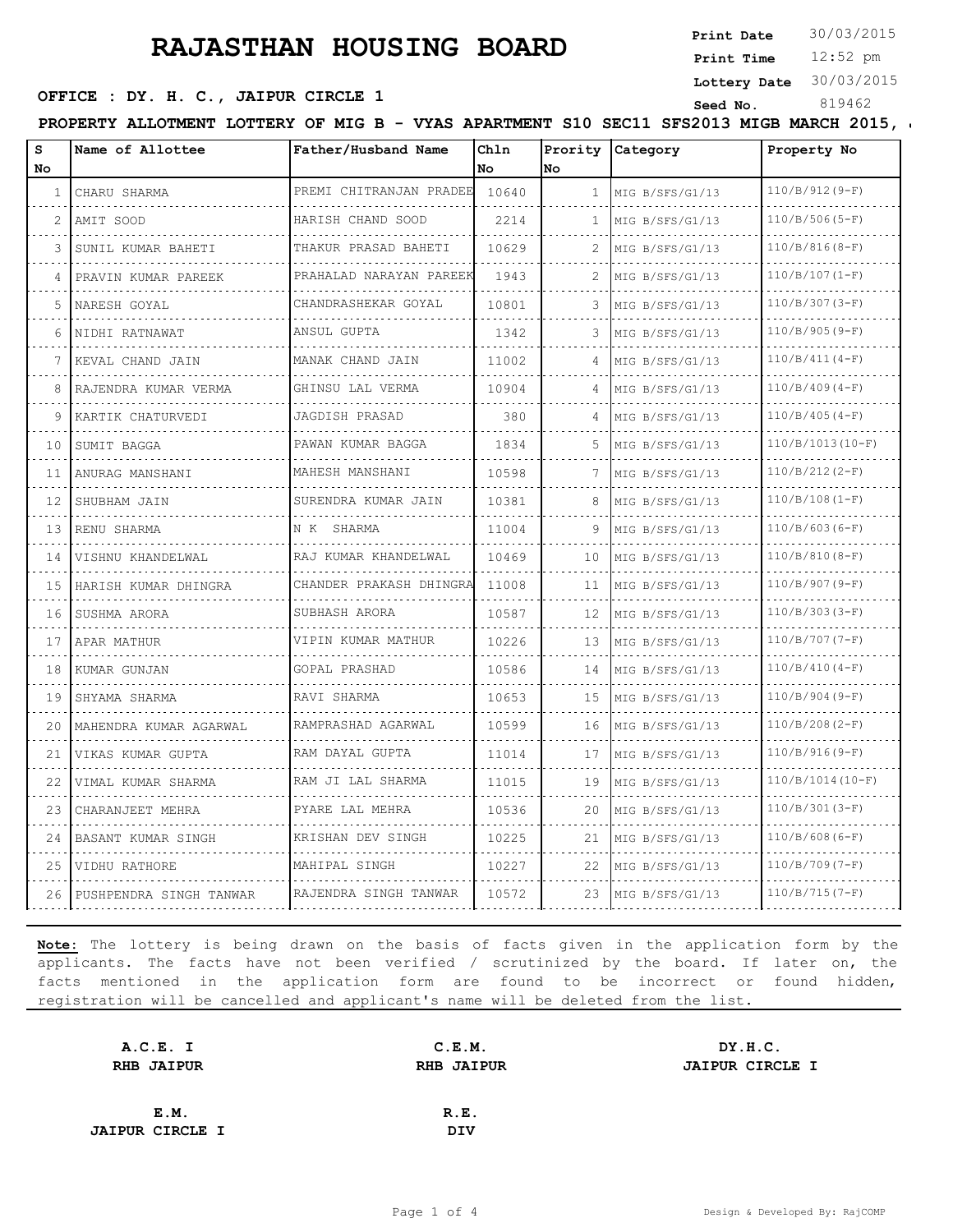# RAJASTHAN HOUSING BOARD

**Print Date** 30/03/2015
**Print Time** 12:52 pm
**Lottery Date** 30/03/2015
**Seed No.** 819462

**OFFICE : DY. H. C., JAIPUR CIRCLE 1**

**PROPERTY ALLOTMENT LOTTERY OF MIG B - VYAS APARTMENT S10 SEC11 SFS2013 MIGB MARCH 2015,**

| S No | Name of Allottee | Father/Husband Name | Chln No | Prority No | Category | Property No |
|---|---|---|---|---|---|---|
| 1 | CHARU SHARMA | PREMI CHITRANJAN PRADEE | 10640 | 1 | MIG B/SFS/G1/13 | 110/B/912(9-F) |
| 2 | AMIT SOOD | HARISH CHAND SOOD | 2214 | 1 | MIG B/SFS/G1/13 | 110/B/506(5-F) |
| 3 | SUNIL KUMAR BAHETI | THAKUR PRASAD BAHETI | 10629 | 2 | MIG B/SFS/G1/13 | 110/B/816(8-F) |
| 4 | PRAVIN KUMAR PAREEK | PRAHALAD NARAYAN PAREEK | 1943 | 2 | MIG B/SFS/G1/13 | 110/B/107(1-F) |
| 5 | NARESH GOYAL | CHANDRASHEKAR GOYAL | 10801 | 3 | MIG B/SFS/G1/13 | 110/B/307(3-F) |
| 6 | NIDHI RATNAWAT | ANSUL GUPTA | 1342 | 3 | MIG B/SFS/G1/13 | 110/B/905(9-F) |
| 7 | KEVAL CHAND JAIN | MANAK CHAND JAIN | 11002 | 4 | MIG B/SFS/G1/13 | 110/B/411(4-F) |
| 8 | RAJENDRA KUMAR VERMA | GHINSU LAL VERMA | 10904 | 4 | MIG B/SFS/G1/13 | 110/B/409(4-F) |
| 9 | KARTIK CHATURVEDI | JAGDISH PRASAD | 380 | 4 | MIG B/SFS/G1/13 | 110/B/405(4-F) |
| 10 | SUMIT BAGGA | PAWAN KUMAR BAGGA | 1834 | 5 | MIG B/SFS/G1/13 | 110/B/1013(10-F) |
| 11 | ANURAG MANSHANI | MAHESH MANSHANI | 10598 | 7 | MIG B/SFS/G1/13 | 110/B/212(2-F) |
| 12 | SHUBHAM JAIN | SURENDRA KUMAR JAIN | 10381 | 8 | MIG B/SFS/G1/13 | 110/B/108(1-F) |
| 13 | RENU SHARMA | N K SHARMA | 11004 | 9 | MIG B/SFS/G1/13 | 110/B/603(6-F) |
| 14 | VISHNU KHANDELWAL | RAJ KUMAR KHANDELWAL | 10469 | 10 | MIG B/SFS/G1/13 | 110/B/810(8-F) |
| 15 | HARISH KUMAR DHINGRA | CHANDER PRAKASH DHINGRA | 11008 | 11 | MIG B/SFS/G1/13 | 110/B/907(9-F) |
| 16 | SUSHMA ARORA | SUBHASH ARORA | 10587 | 12 | MIG B/SFS/G1/13 | 110/B/303(3-F) |
| 17 | APAR MATHUR | VIPIN KUMAR MATHUR | 10226 | 13 | MIG B/SFS/G1/13 | 110/B/707(7-F) |
| 18 | KUMAR GUNJAN | GOPAL PRASHAD | 10586 | 14 | MIG B/SFS/G1/13 | 110/B/410(4-F) |
| 19 | SHYAMA SHARMA | RAVI SHARMA | 10653 | 15 | MIG B/SFS/G1/13 | 110/B/904(9-F) |
| 20 | MAHENDRA KUMAR AGARWAL | RAMPRASHAD AGARWAL | 10599 | 16 | MIG B/SFS/G1/13 | 110/B/208(2-F) |
| 21 | VIKAS KUMAR GUPTA | RAM DAYAL GUPTA | 11014 | 17 | MIG B/SFS/G1/13 | 110/B/916(9-F) |
| 22 | VIMAL KUMAR SHARMA | RAM JI LAL SHARMA | 11015 | 19 | MIG B/SFS/G1/13 | 110/B/1014(10-F) |
| 23 | CHARANJEET MEHRA | PYARE LAL MEHRA | 10536 | 20 | MIG B/SFS/G1/13 | 110/B/301(3-F) |
| 24 | BASANT KUMAR SINGH | KRISHAN DEV SINGH | 10225 | 21 | MIG B/SFS/G1/13 | 110/B/608(6-F) |
| 25 | VIDHU RATHORE | MAHIPAL SINGH | 10227 | 22 | MIG B/SFS/G1/13 | 110/B/709(7-F) |
| 26 | PUSHPENDRA SINGH TANWAR | RAJENDRA SINGH TANWAR | 10572 | 23 | MIG B/SFS/G1/13 | 110/B/715(7-F) |

**Note:** The lottery is being drawn on the basis of facts given in the application form by the applicants. The facts have not been verified / scrutinized by the board. If later on, the facts mentioned in the application form are found to be incorrect or found hidden, registration will be cancelled and applicant's name will be deleted from the list.

**A.C.E. I**
**RHB JAIPUR**

**C.E.M.**
**RHB JAIPUR**

**DY.H.C.**
**JAIPUR CIRCLE I**

**E.M.**
**JAIPUR CIRCLE I**

**R.E.**
**DIV**

Design & Developed By: RajCOMP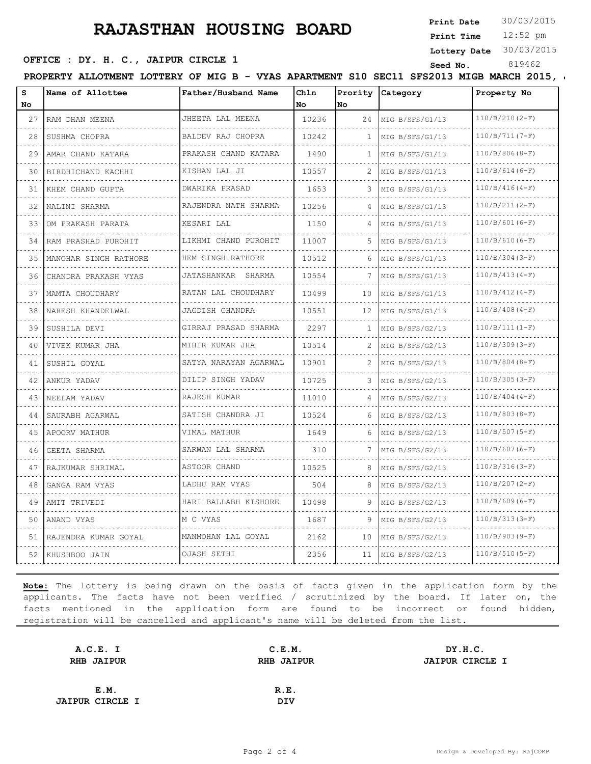# RAJASTHAN HOUSING BOARD

**Print Date** 30/03/2015
**Print Time** 12:52 pm
**Lottery Date** 30/03/2015
**Seed No.** 819462

**OFFICE : DY. H. C., JAIPUR CIRCLE 1**

**PROPERTY ALLOTMENT LOTTERY OF MIG B - VYAS APARTMENT S10 SEC11 SFS2013 MIGB MARCH 2015,**

| S No | Name of Allottee | Father/Husband Name | Chln No | Prority No | Category | Property No |
|---|---|---|---|---|---|---|
| 27 | RAM DHAN MEENA | JHEETA LAL MEENA | 10236 | 24 | MIG B/SFS/G1/13 | 110/B/210(2-F) |
| 28 | SUSHMA CHOPRA | BALDEV RAJ CHOPRA | 10242 | 1 | MIG B/SFS/G1/13 | 110/B/711(7-F) |
| 29 | AMAR CHAND KATARA | PRAKASH CHAND KATARA | 1490 | 1 | MIG B/SFS/G1/13 | 110/B/806(8-F) |
| 30 | BIRDHICHAND KACHHI | KISHAN LAL JI | 10557 | 2 | MIG B/SFS/G1/13 | 110/B/614(6-F) |
| 31 | KHEM CHAND GUPTA | DWARIKA PRASAD | 1653 | 3 | MIG B/SFS/G1/13 | 110/B/416(4-F) |
| 32 | NALINI SHARMA | RAJENDRA NATH SHARMA | 10256 | 4 | MIG B/SFS/G1/13 | 110/B/211(2-F) |
| 33 | OM PRAKASH PARATA | KESARI LAL | 1150 | 4 | MIG B/SFS/G1/13 | 110/B/601(6-F) |
| 34 | RAM PRASHAD PUROHIT | LIKHMI CHAND PUROHIT | 11007 | 5 | MIG B/SFS/G1/13 | 110/B/610(6-F) |
| 35 | MANOHAR SINGH RATHORE | HEM SINGH RATHORE | 10512 | 6 | MIG B/SFS/G1/13 | 110/B/304(3-F) |
| 36 | CHANDRA PRAKASH VYAS | JATASHANKAR SHARMA | 10554 | 7 | MIG B/SFS/G1/13 | 110/B/413(4-F) |
| 37 | MAMTA CHOUDHARY | RATAN LAL CHOUDHARY | 10499 | 10 | MIG B/SFS/G1/13 | 110/B/412(4-F) |
| 38 | NARESH KHANDELWAL | JAGDISH CHANDRA | 10551 | 12 | MIG B/SFS/G1/13 | 110/B/408(4-F) |
| 39 | SUSHILA DEVI | GIRRAJ PRASAD SHARMA | 2297 | 1 | MIG B/SFS/G2/13 | 110/B/111(1-F) |
| 40 | VIVEK KUMAR JHA | MIHIR KUMAR JHA | 10514 | 2 | MIG B/SFS/G2/13 | 110/B/309(3-F) |
| 41 | SUSHIL GOYAL | SATYA NARAYAN AGARWAL | 10901 | 2 | MIG B/SFS/G2/13 | 110/B/804(8-F) |
| 42 | ANKUR YADAV | DILIP SINGH YADAV | 10725 | 3 | MIG B/SFS/G2/13 | 110/B/305(3-F) |
| 43 | NEELAM YADAV | RAJESH KUMAR | 11010 | 4 | MIG B/SFS/G2/13 | 110/B/404(4-F) |
| 44 | SAURABH AGARWAL | SATISH CHANDRA JI | 10524 | 6 | MIG B/SFS/G2/13 | 110/B/803(8-F) |
| 45 | APOORV MATHUR | VIMAL MATHUR | 1649 | 6 | MIG B/SFS/G2/13 | 110/B/507(5-F) |
| 46 | GEETA SHARMA | SARWAN LAL SHARMA | 310 | 7 | MIG B/SFS/G2/13 | 110/B/607(6-F) |
| 47 | RAJKUMAR SHRIMAL | ASTOOR CHAND | 10525 | 8 | MIG B/SFS/G2/13 | 110/B/316(3-F) |
| 48 | GANGA RAM VYAS | LADHU RAM VYAS | 504 | 8 | MIG B/SFS/G2/13 | 110/B/207(2-F) |
| 49 | AMIT TRIVEDI | HARI BALLABH KISHORE | 10498 | 9 | MIG B/SFS/G2/13 | 110/B/609(6-F) |
| 50 | ANAND VYAS | M C VYAS | 1687 | 9 | MIG B/SFS/G2/13 | 110/B/313(3-F) |
| 51 | RAJENDRA KUMAR GOYAL | MANMOHAN LAL GOYAL | 2162 | 10 | MIG B/SFS/G2/13 | 110/B/903(9-F) |
| 52 | KHUSHBOO JAIN | OJASH SETHI | 2356 | 11 | MIG B/SFS/G2/13 | 110/B/510(5-F) |

**Note:** The lottery is being drawn on the basis of facts given in the application form by the applicants. The facts have not been verified / scrutinized by the board. If later on, the facts mentioned in the application form are found to be incorrect or found hidden, registration will be cancelled and applicant's name will be deleted from the list.

| **A.C.E. I** | **C.E.M.** | **DY.H.C.** |
|---|---|---|
| **RHB JAIPUR** | **RHB JAIPUR** | **JAIPUR CIRCLE I** |
| **E.M.** | **R.E.** | |
| **JAIPUR CIRCLE I** | **DIV** | |

Design & Developed By: RajCOMP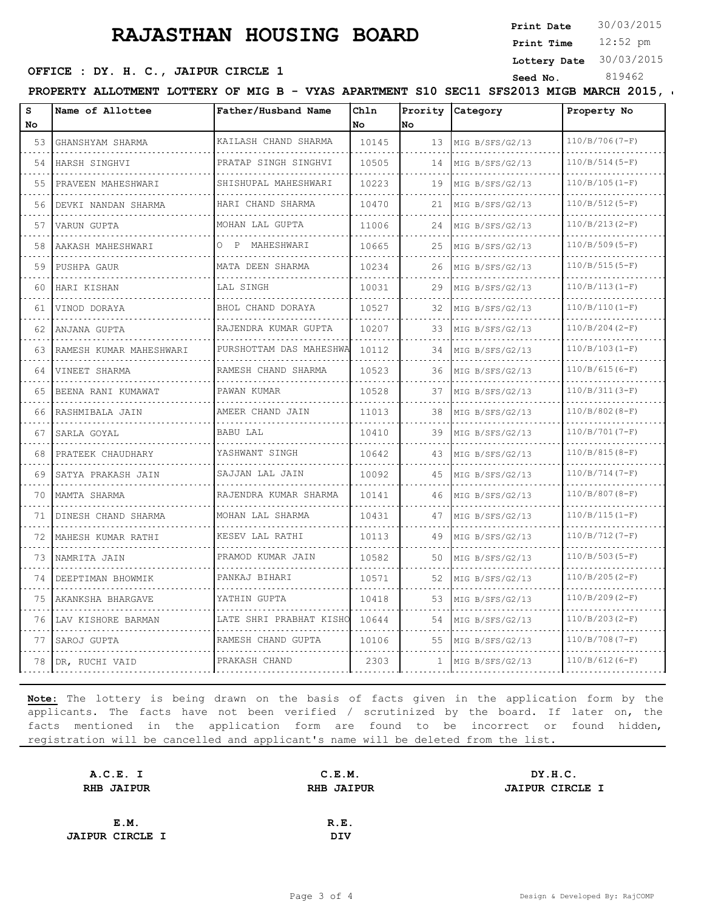# RAJASTHAN HOUSING BOARD

**Print Date** 30/03/2015
**Print Time** 12:52 pm
**Lottery Date** 30/03/2015
**Seed No.** 819462

**OFFICE : DY. H. C., JAIPUR CIRCLE 1**

**PROPERTY ALLOTMENT LOTTERY OF MIG B - VYAS APARTMENT S10 SEC11 SFS2013 MIGB MARCH 2015,**

| S No | Name of Allottee | Father/Husband Name | Chln No | Prority No | Category | Property No |
|---|---|---|---|---|---|---|
| 53 | GHANSHYAM SHARMA | KAILASH CHAND SHARMA | 10145 | 13 | MIG B/SFS/G2/13 | 110/B/706(7-F) |
| 54 | HARSH SINGHVI | PRATAP SINGH SINGHVI | 10505 | 14 | MIG B/SFS/G2/13 | 110/B/514(5-F) |
| 55 | PRAVEEN MAHESHWARI | SHISHUPAL MAHESHWARI | 10223 | 19 | MIG B/SFS/G2/13 | 110/B/105(1-F) |
| 56 | DEVKI NANDAN SHARMA | HARI CHAND SHARMA | 10470 | 21 | MIG B/SFS/G2/13 | 110/B/512(5-F) |
| 57 | VARUN GUPTA | MOHAN LAL GUPTA | 11006 | 24 | MIG B/SFS/G2/13 | 110/B/213(2-F) |
| 58 | AAKASH MAHESHWARI | O P MAHESHWARI | 10665 | 25 | MIG B/SFS/G2/13 | 110/B/509(5-F) |
| 59 | PUSHPA GAUR | MATA DEEN SHARMA | 10234 | 26 | MIG B/SFS/G2/13 | 110/B/515(5-F) |
| 60 | HARI KISHAN | LAL SINGH | 10031 | 29 | MIG B/SFS/G2/13 | 110/B/113(1-F) |
| 61 | VINOD DORAYA | BHOL CHAND DORAYA | 10527 | 32 | MIG B/SFS/G2/13 | 110/B/110(1-F) |
| 62 | ANJANA GUPTA | RAJENDRA KUMAR GUPTA | 10207 | 33 | MIG B/SFS/G2/13 | 110/B/204(2-F) |
| 63 | RAMESH KUMAR MAHESHWARI | PURSHOTTAM DAS MAHESHWA | 10112 | 34 | MIG B/SFS/G2/13 | 110/B/103(1-F) |
| 64 | VINEET SHARMA | RAMESH CHAND SHARMA | 10523 | 36 | MIG B/SFS/G2/13 | 110/B/615(6-F) |
| 65 | BEENA RANI KUMAWAT | PAWAN KUMAR | 10528 | 37 | MIG B/SFS/G2/13 | 110/B/311(3-F) |
| 66 | RASHMIBALA JAIN | AMEER CHAND JAIN | 11013 | 38 | MIG B/SFS/G2/13 | 110/B/802(8-F) |
| 67 | SARLA GOYAL | BABU LAL | 10410 | 39 | MIG B/SFS/G2/13 | 110/B/701(7-F) |
| 68 | PRATEEK CHAUDHARY | YASHWANT SINGH | 10642 | 43 | MIG B/SFS/G2/13 | 110/B/815(8-F) |
| 69 | SATYA PRAKASH JAIN | SAJJAN LAL JAIN | 10092 | 45 | MIG B/SFS/G2/13 | 110/B/714(7-F) |
| 70 | MAMTA SHARMA | RAJENDRA KUMAR SHARMA | 10141 | 46 | MIG B/SFS/G2/13 | 110/B/807(8-F) |
| 71 | DINESH CHAND SHARMA | MOHAN LAL SHARMA | 10431 | 47 | MIG B/SFS/G2/13 | 110/B/115(1-F) |
| 72 | MAHESH KUMAR RATHI | KESEV LAL RATHI | 10113 | 49 | MIG B/SFS/G2/13 | 110/B/712(7-F) |
| 73 | NAMRITA JAIN | PRAMOD KUMAR JAIN | 10582 | 50 | MIG B/SFS/G2/13 | 110/B/503(5-F) |
| 74 | DEEPTIMAN BHOWMIK | PANKAJ BIHARI | 10571 | 52 | MIG B/SFS/G2/13 | 110/B/205(2-F) |
| 75 | AKANKSHA BHARGAVE | YATHIN GUPTA | 10418 | 53 | MIG B/SFS/G2/13 | 110/B/209(2-F) |
| 76 | LAV KISHORE BARMAN | LATE SHRI PRABHAT KISHO | 10644 | 54 | MIG B/SFS/G2/13 | 110/B/203(2-F) |
| 77 | SAROJ GUPTA | RAMESH CHAND GUPTA | 10106 | 55 | MIG B/SFS/G2/13 | 110/B/708(7-F) |
| 78 | DR, RUCHI VAID | PRAKASH CHAND | 2303 | 1 | MIG B/SFS/G2/13 | 110/B/612(6-F) |

**Note:** The lottery is being drawn on the basis of facts given in the application form by the applicants. The facts have not been verified / scrutinized by the board. If later on, the facts mentioned in the application form are found to be incorrect or found hidden, registration will be cancelled and applicant's name will be deleted from the list.

**A.C.E. I**
**RHB JAIPUR**

**C.E.M.**
**RHB JAIPUR**

**DY.H.C.**
**JAIPUR CIRCLE I**

**E.M.**
**JAIPUR CIRCLE I**

**R.E.**
**DIV**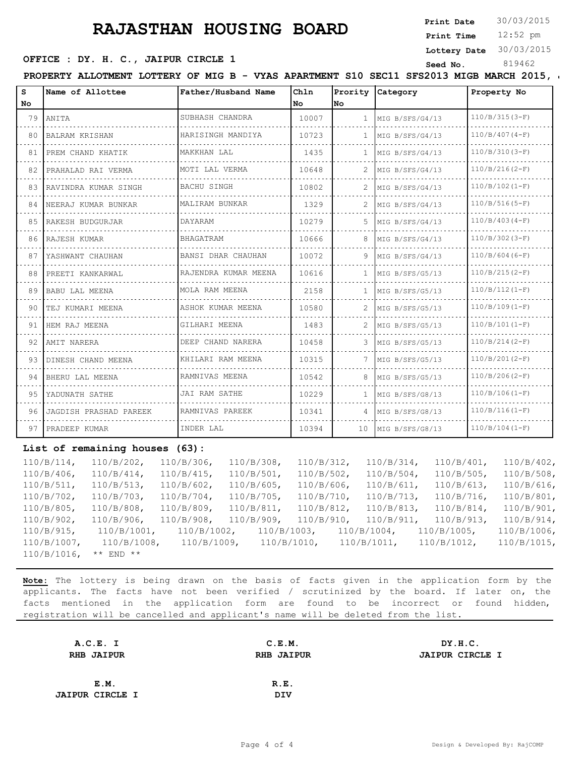# RAJASTHAN HOUSING BOARD

**Print Date** 30/03/2015
**Print Time** 12:52 pm
**Lottery Date** 30/03/2015
**Seed No.** 819462

**OFFICE : DY. H. C., JAIPUR CIRCLE 1**

**PROPERTY ALLOTMENT LOTTERY OF MIG B - VYAS APARTMENT S10 SEC11 SFS2013 MIGB MARCH 2015,**

| S No | Name of Allottee | Father/Husband Name | Chln No | Prority No | Category | Property No |
|---|---|---|---|---|---|---|
| 79 | ANITA | SUBHASH CHANDRA | 10007 | 1 | MIG B/SFS/G4/13 | 110/B/315(3-F) |
| 80 | BALRAM KRISHAN | HARISINGH MANDIYA | 10723 | 1 | MIG B/SFS/G4/13 | 110/B/407(4-F) |
| 81 | PREM CHAND KHATIK | MAKKHAN LAL | 1435 | 1 | MIG B/SFS/G4/13 | 110/B/310(3-F) |
| 82 | PRAHALAD RAI VERMA | MOTI LAL VERMA | 10648 | 2 | MIG B/SFS/G4/13 | 110/B/216(2-F) |
| 83 | RAVINDRA KUMAR SINGH | BACHU SINGH | 10802 | 2 | MIG B/SFS/G4/13 | 110/B/102(1-F) |
| 84 | NEERAJ KUMAR BUNKAR | MALIRAM BUNKAR | 1329 | 2 | MIG B/SFS/G4/13 | 110/B/516(5-F) |
| 85 | RAKESH BUDGURJAR | DAYARAM | 10279 | 5 | MIG B/SFS/G4/13 | 110/B/403(4-F) |
| 86 | RAJESH KUMAR | BHAGATRAM | 10666 | 8 | MIG B/SFS/G4/13 | 110/B/302(3-F) |
| 87 | YASHWANT CHAUHAN | BANSI DHAR CHAUHAN | 10072 | 9 | MIG B/SFS/G4/13 | 110/B/604(6-F) |
| 88 | PREETI KANKARWAL | RAJENDRA KUMAR MEENA | 10616 | 1 | MIG B/SFS/G5/13 | 110/B/215(2-F) |
| 89 | BABU LAL MEENA | MOLA RAM MEENA | 2158 | 1 | MIG B/SFS/G5/13 | 110/B/112(1-F) |
| 90 | TEJ KUMARI MEENA | ASHOK KUMAR MEENA | 10580 | 2 | MIG B/SFS/G5/13 | 110/B/109(1-F) |
| 91 | HEM RAJ MEENA | GILHARI MEENA | 1483 | 2 | MIG B/SFS/G5/13 | 110/B/101(1-F) |
| 92 | AMIT NARERA | DEEP CHAND NARERA | 10458 | 3 | MIG B/SFS/G5/13 | 110/B/214(2-F) |
| 93 | DINESH CHAND MEENA | KHILARI RAM MEENA | 10315 | 7 | MIG B/SFS/G5/13 | 110/B/201(2-F) |
| 94 | BHERU LAL MEENA | RAMNIVAS MEENA | 10542 | 8 | MIG B/SFS/G5/13 | 110/B/206(2-F) |
| 95 | YADUNATH SATHE | JAI RAM SATHE | 10229 | 1 | MIG B/SFS/G8/13 | 110/B/106(1-F) |
| 96 | JAGDISH PRASHAD PAREEK | RAMNIVAS PAREEK | 10341 | 4 | MIG B/SFS/G8/13 | 110/B/116(1-F) |
| 97 | PRADEEP KUMAR | INDER LAL | 10394 | 10 | MIG B/SFS/G8/13 | 110/B/104(1-F) |

**List of remaining houses (63):**

110/B/114, 110/B/202, 110/B/306, 110/B/308, 110/B/312, 110/B/314, 110/B/401, 110/B/402, 110/B/406, 110/B/414, 110/B/415, 110/B/501, 110/B/502, 110/B/504, 110/B/505, 110/B/508, 110/B/511, 110/B/513, 110/B/602, 110/B/605, 110/B/606, 110/B/611, 110/B/613, 110/B/616, 110/B/702, 110/B/703, 110/B/704, 110/B/705, 110/B/710, 110/B/713, 110/B/716, 110/B/801, 110/B/805, 110/B/808, 110/B/809, 110/B/811, 110/B/812, 110/B/813, 110/B/814, 110/B/901, 110/B/902, 110/B/906, 110/B/908, 110/B/909, 110/B/910, 110/B/911, 110/B/913, 110/B/914, 110/B/915, 110/B/1001, 110/B/1002, 110/B/1003, 110/B/1004, 110/B/1005, 110/B/1006, 110/B/1007, 110/B/1008, 110/B/1009, 110/B/1010, 110/B/1011, 110/B/1012, 110/B/1015, 110/B/1016, ** END **

**Note:** The lottery is being drawn on the basis of facts given in the application form by the applicants. The facts have not been verified / scrutinized by the board. If later on, the facts mentioned in the application form are found to be incorrect or found hidden, registration will be cancelled and applicant's name will be deleted from the list.

**A.C.E. I**
**RHB JAIPUR**

**C.E.M.**
**RHB JAIPUR**

**DY.H.C.**
**JAIPUR CIRCLE I**

**E.M.**
**JAIPUR CIRCLE I**

**R.E.**
**DIV**

Design & Developed By: RajCOMP